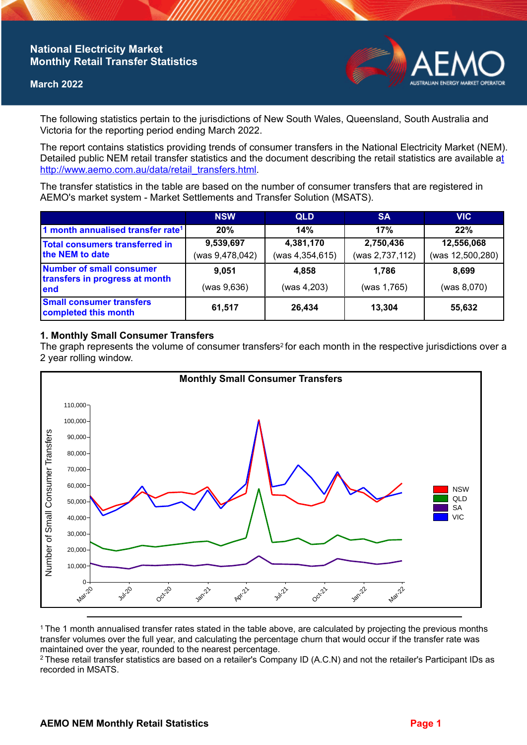# National Electricity Market Monthly Retail Transfer Statistics

**March 2022**

The following statistics pertain to the jurisdictions of New South Wales, Queensland, South Australia and Victoria for the reporting period ending March 2022.

The report contains statistics providing trends of consumer transfers in the National Electricity Market (NEM). Detailed public NEM retail transfer statistics and the document describing the retail statistics are available at http://www.aemo.com.au/data/retail_transfers.html.

The transfer statistics in the table are based on the number of consumer transfers that are registered in AEMO's market system - Market Settlements and Transfer Solution (MSATS).

| | NSW | QLD | SA | VIC |
|---|---|---|---|---|
| 1 month annualised transfer rate[1] | 20% | 14% | 17% | 22% |
| Total consumers transferred in the NEM to date | 9,539,697 (was 9,478,042) | 4,381,170 (was 4,354,615) | 2,750,436 (was 2,737,112) | 12,556,068 (was 12,500,280) |
| Number of small consumer transfers in progress at month end | 9,051 (was 9,636) | 4,858 (was 4,203) | 1,786 (was 1,765) | 8,699 (was 8,070) |
| Small consumer transfers completed this month | 61,517 | 26,434 | 13,304 | 55,632 |

## 1. Monthly Small Consumer Transfers

The graph represents the volume of consumer transfers[2] for each month in the respective jurisdictions over a 2 year rolling window.

[1] The 1 month annualised transfer rates stated in the table above, are calculated by projecting the previous months transfer volumes over the full year, and calculating the percentage churn that would occur if the transfer rate was maintained over the year, rounded to the nearest percentage.

[2] These retail transfer statistics are based on a retailer's Company ID (A.C.N) and not the retailer's Participant IDs as recorded in MSATS.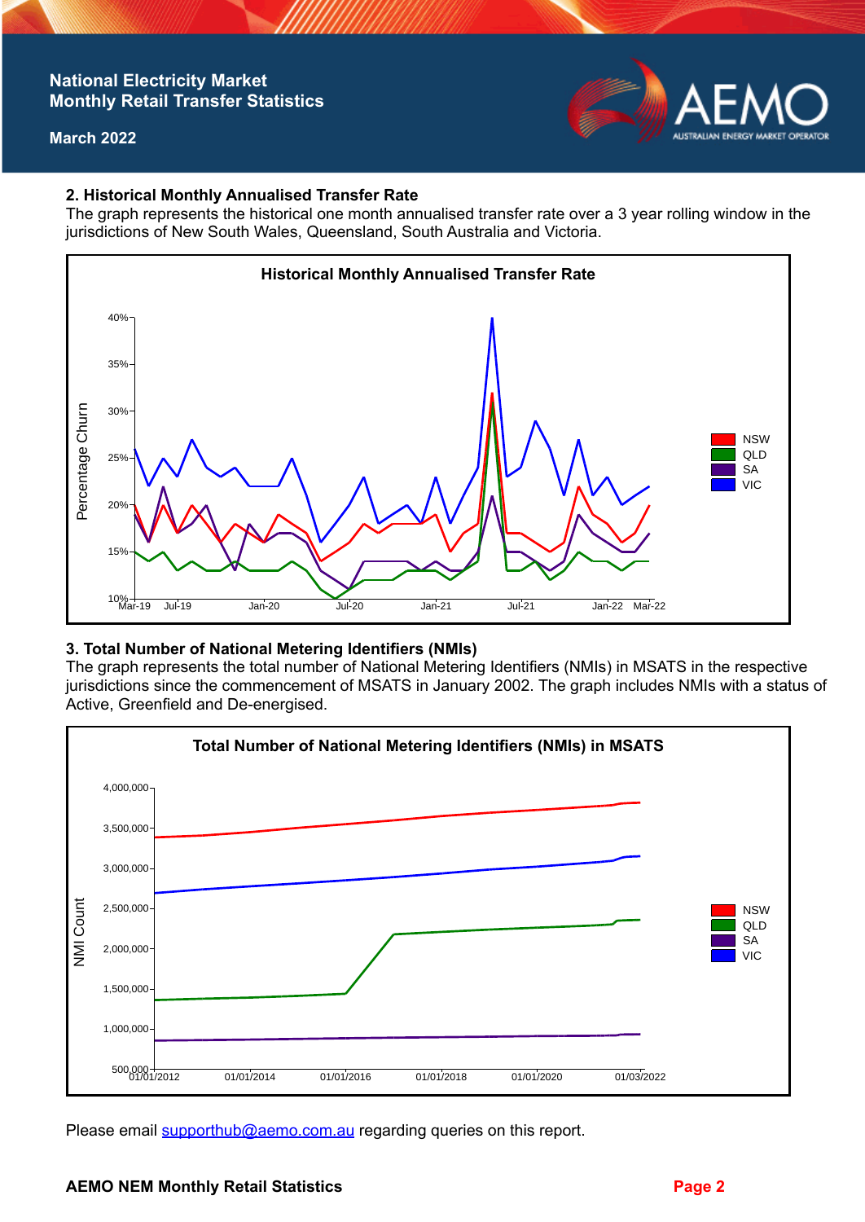## 2. Historical Monthly Annualised Transfer Rate

The graph represents the historical one month annualised transfer rate over a 3 year rolling window in the jurisdictions of New South Wales, Queensland, South Australia and Victoria.

Historical Monthly Annualised Transfer Rate

Percentage Churn

40%
35%
30%
25%
20%
15%
10%

Mar-19 Jul-19 Jan-20 Jul-20 Jan-21 Jul-21 Jan-22 Mar-22

NSW
QLD
SA
VIC

## 3. Total Number of National Metering Identifiers (NMIs)

The graph represents the total number of National Metering Identifiers (NMIs) in MSATS in the respective jurisdictions since the commencement of MSATS in January 2002. The graph includes NMIs with a status of Active, Greenfield and De-energised.

Total Number of National Metering Identifiers (NMIs) in MSATS

NMI Count

4,000,000
3,500,000
3,000,000
2,500,000
2,000,000
1,500,000
1,000,000
500,000

01/01/2012 01/01/2014 01/01/2016 01/01/2018 01/01/2020 01/03/2022

NSW
QLD
SA
VIC

Please email supporthub@aemo.com.au regarding queries on this report.